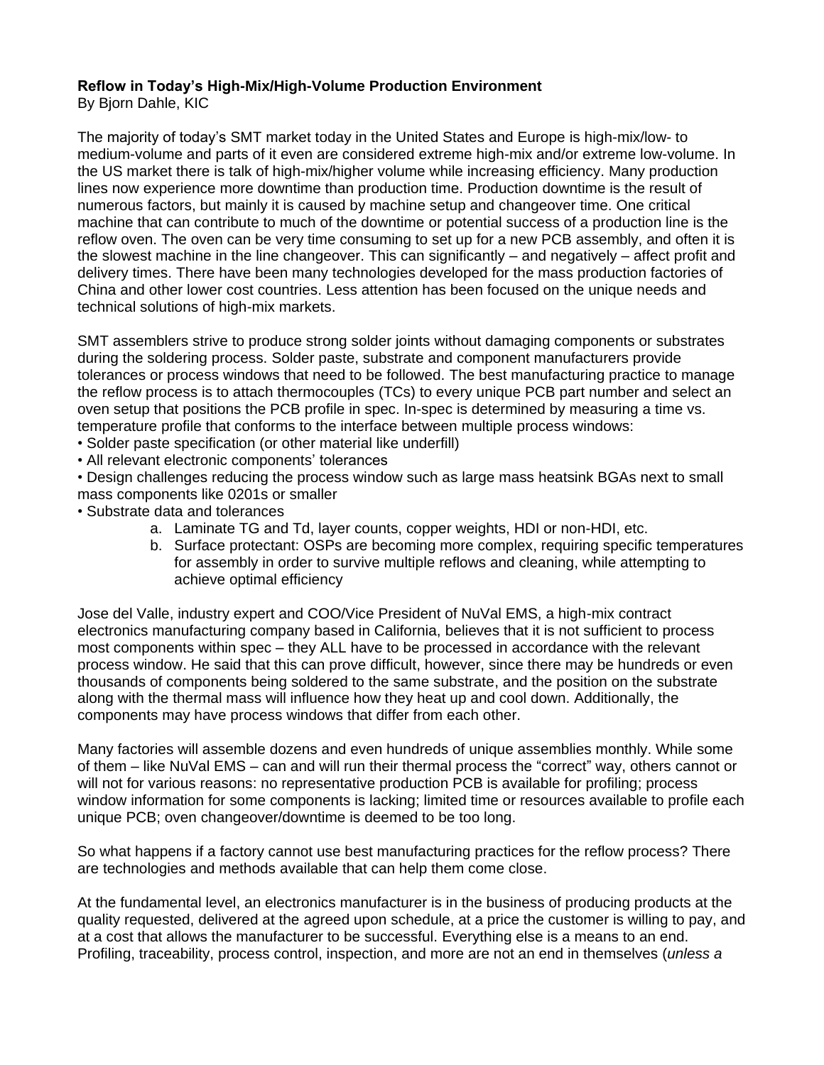**Reflow in Today's High-Mix/High-Volume Production Environment**
By Bjorn Dahle, KIC

The majority of today's SMT market today in the United States and Europe is high-mix/low- to medium-volume and parts of it even are considered extreme high-mix and/or extreme low-volume. In the US market there is talk of high-mix/higher volume while increasing efficiency. Many production lines now experience more downtime than production time. Production downtime is the result of numerous factors, but mainly it is caused by machine setup and changeover time. One critical machine that can contribute to much of the downtime or potential success of a production line is the reflow oven. The oven can be very time consuming to set up for a new PCB assembly, and often it is the slowest machine in the line changeover. This can significantly – and negatively – affect profit and delivery times. There have been many technologies developed for the mass production factories of China and other lower cost countries. Less attention has been focused on the unique needs and technical solutions of high-mix markets.

SMT assemblers strive to produce strong solder joints without damaging components or substrates during the soldering process. Solder paste, substrate and component manufacturers provide tolerances or process windows that need to be followed. The best manufacturing practice to manage the reflow process is to attach thermocouples (TCs) to every unique PCB part number and select an oven setup that positions the PCB profile in spec. In-spec is determined by measuring a time vs. temperature profile that conforms to the interface between multiple process windows:

- Solder paste specification (or other material like underfill)
- All relevant electronic components' tolerances
- Design challenges reducing the process window such as large mass heatsink BGAs next to small mass components like 0201s or smaller
- Substrate data and tolerances
    a. Laminate TG and Td, layer counts, copper weights, HDI or non-HDI, etc.
    b. Surface protectant: OSPs are becoming more complex, requiring specific temperatures for assembly in order to survive multiple reflows and cleaning, while attempting to achieve optimal efficiency

Jose del Valle, industry expert and COO/Vice President of NuVal EMS, a high-mix contract electronics manufacturing company based in California, believes that it is not sufficient to process most components within spec – they ALL have to be processed in accordance with the relevant process window. He said that this can prove difficult, however, since there may be hundreds or even thousands of components being soldered to the same substrate, and the position on the substrate along with the thermal mass will influence how they heat up and cool down. Additionally, the components may have process windows that differ from each other.

Many factories will assemble dozens and even hundreds of unique assemblies monthly. While some of them – like NuVal EMS – can and will run their thermal process the "correct" way, others cannot or will not for various reasons: no representative production PCB is available for profiling; process window information for some components is lacking; limited time or resources available to profile each unique PCB; oven changeover/downtime is deemed to be too long.

So what happens if a factory cannot use best manufacturing practices for the reflow process? There are technologies and methods available that can help them come close.

At the fundamental level, an electronics manufacturer is in the business of producing products at the quality requested, delivered at the agreed upon schedule, at a price the customer is willing to pay, and at a cost that allows the manufacturer to be successful. Everything else is a means to an end. Profiling, traceability, process control, inspection, and more are not an end in themselves (*unless a*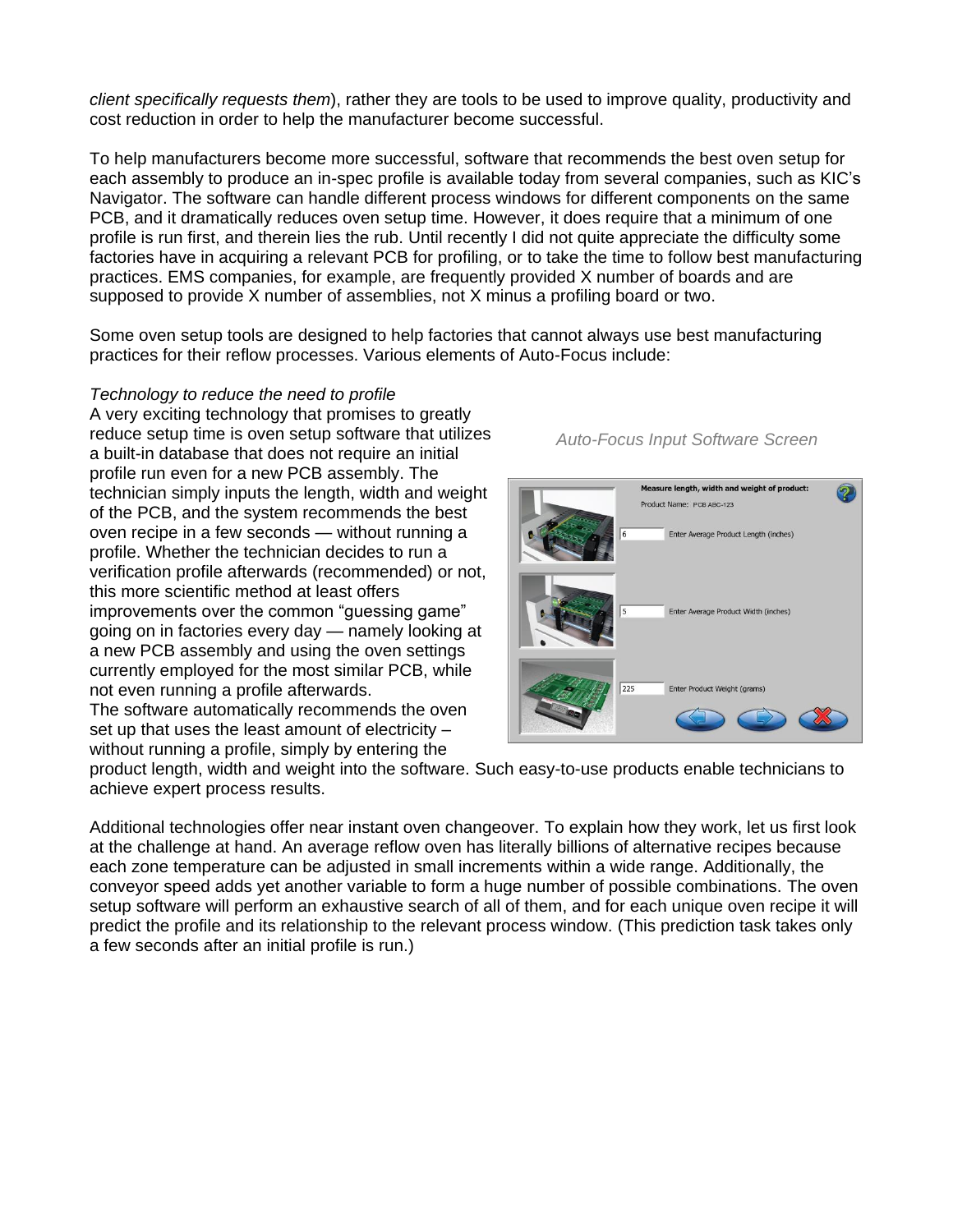*client specifically requests them*), rather they are tools to be used to improve quality, productivity and cost reduction in order to help the manufacturer become successful.

To help manufacturers become more successful, software that recommends the best oven setup for each assembly to produce an in-spec profile is available today from several companies, such as KIC's Navigator. The software can handle different process windows for different components on the same PCB, and it dramatically reduces oven setup time. However, it does require that a minimum of one profile is run first, and therein lies the rub. Until recently I did not quite appreciate the difficulty some factories have in acquiring a relevant PCB for profiling, or to take the time to follow best manufacturing practices. EMS companies, for example, are frequently provided X number of boards and are supposed to provide X number of assemblies, not X minus a profiling board or two.

Some oven setup tools are designed to help factories that cannot always use best manufacturing practices for their reflow processes. Various elements of Auto-Focus include:

*Technology to reduce the need to profile*

A very exciting technology that promises to greatly reduce setup time is oven setup software that utilizes a built-in database that does not require an initial profile run even for a new PCB assembly. The technician simply inputs the length, width and weight of the PCB, and the system recommends the best oven recipe in a few seconds — without running a profile. Whether the technician decides to run a verification profile afterwards (recommended) or not, this more scientific method at least offers improvements over the common "guessing game" going on in factories every day — namely looking at a new PCB assembly and using the oven settings currently employed for the most similar PCB, while not even running a profile afterwards.

The software automatically recommends the oven set up that uses the least amount of electricity – without running a profile, simply by entering the product length, width and weight into the software. Such easy-to-use products enable technicians to achieve expert process results.

*Auto-Focus Input Software Screen*

Additional technologies offer near instant oven changeover. To explain how they work, let us first look at the challenge at hand. An average reflow oven has literally billions of alternative recipes because each zone temperature can be adjusted in small increments within a wide range. Additionally, the conveyor speed adds yet another variable to form a huge number of possible combinations. The oven setup software will perform an exhaustive search of all of them, and for each unique oven recipe it will predict the profile and its relationship to the relevant process window. (This prediction task takes only a few seconds after an initial profile is run.)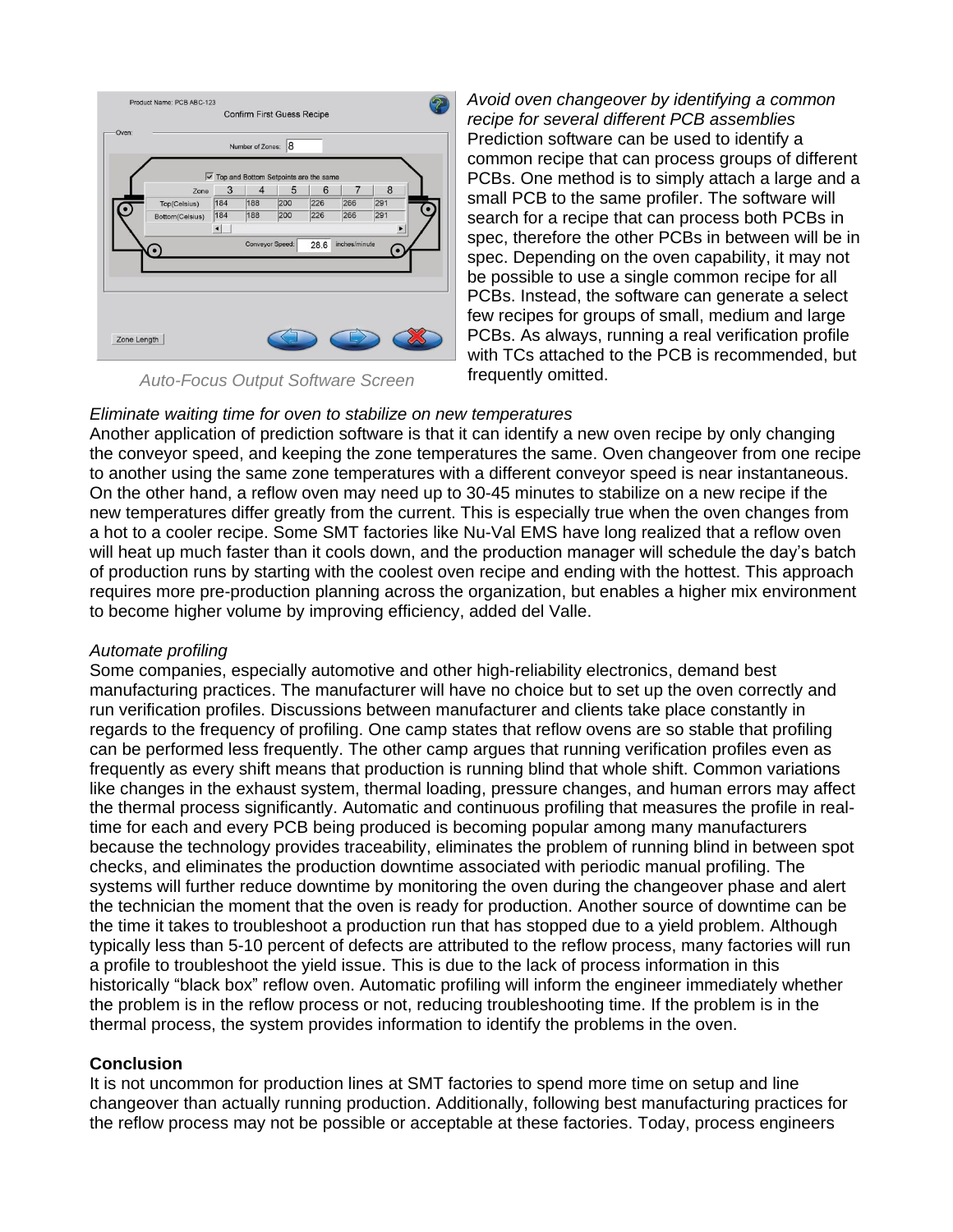Auto-Focus Output Software Screen

*Avoid oven changeover by identifying a common recipe for several different PCB assemblies*
Prediction software can be used to identify a common recipe that can process groups of different PCBs. One method is to simply attach a large and a small PCB to the same profiler. The software will search for a recipe that can process both PCBs in spec, therefore the other PCBs in between will be in spec. Depending on the oven capability, it may not be possible to use a single common recipe for all PCBs. Instead, the software can generate a select few recipes for groups of small, medium and large PCBs. As always, running a real verification profile with TCs attached to the PCB is recommended, but frequently omitted.

*Eliminate waiting time for oven to stabilize on new temperatures*
Another application of prediction software is that it can identify a new oven recipe by only changing the conveyor speed, and keeping the zone temperatures the same. Oven changeover from one recipe to another using the same zone temperatures with a different conveyor speed is near instantaneous. On the other hand, a reflow oven may need up to 30-45 minutes to stabilize on a new recipe if the new temperatures differ greatly from the current. This is especially true when the oven changes from a hot to a cooler recipe. Some SMT factories like Nu-Val EMS have long realized that a reflow oven will heat up much faster than it cools down, and the production manager will schedule the day's batch of production runs by starting with the coolest oven recipe and ending with the hottest. This approach requires more pre-production planning across the organization, but enables a higher mix environment to become higher volume by improving efficiency, added del Valle.

*Automate profiling*
Some companies, especially automotive and other high-reliability electronics, demand best manufacturing practices. The manufacturer will have no choice but to set up the oven correctly and run verification profiles. Discussions between manufacturer and clients take place constantly in regards to the frequency of profiling. One camp states that reflow ovens are so stable that profiling can be performed less frequently. The other camp argues that running verification profiles even as frequently as every shift means that production is running blind that whole shift. Common variations like changes in the exhaust system, thermal loading, pressure changes, and human errors may affect the thermal process significantly. Automatic and continuous profiling that measures the profile in real-time for each and every PCB being produced is becoming popular among many manufacturers because the technology provides traceability, eliminates the problem of running blind in between spot checks, and eliminates the production downtime associated with periodic manual profiling. The systems will further reduce downtime by monitoring the oven during the changeover phase and alert the technician the moment that the oven is ready for production. Another source of downtime can be the time it takes to troubleshoot a production run that has stopped due to a yield problem. Although typically less than 5-10 percent of defects are attributed to the reflow process, many factories will run a profile to troubleshoot the yield issue. This is due to the lack of process information in this historically "black box" reflow oven. Automatic profiling will inform the engineer immediately whether the problem is in the reflow process or not, reducing troubleshooting time. If the problem is in the thermal process, the system provides information to identify the problems in the oven.

**Conclusion**
It is not uncommon for production lines at SMT factories to spend more time on setup and line changeover than actually running production. Additionally, following best manufacturing practices for the reflow process may not be possible or acceptable at these factories. Today, process engineers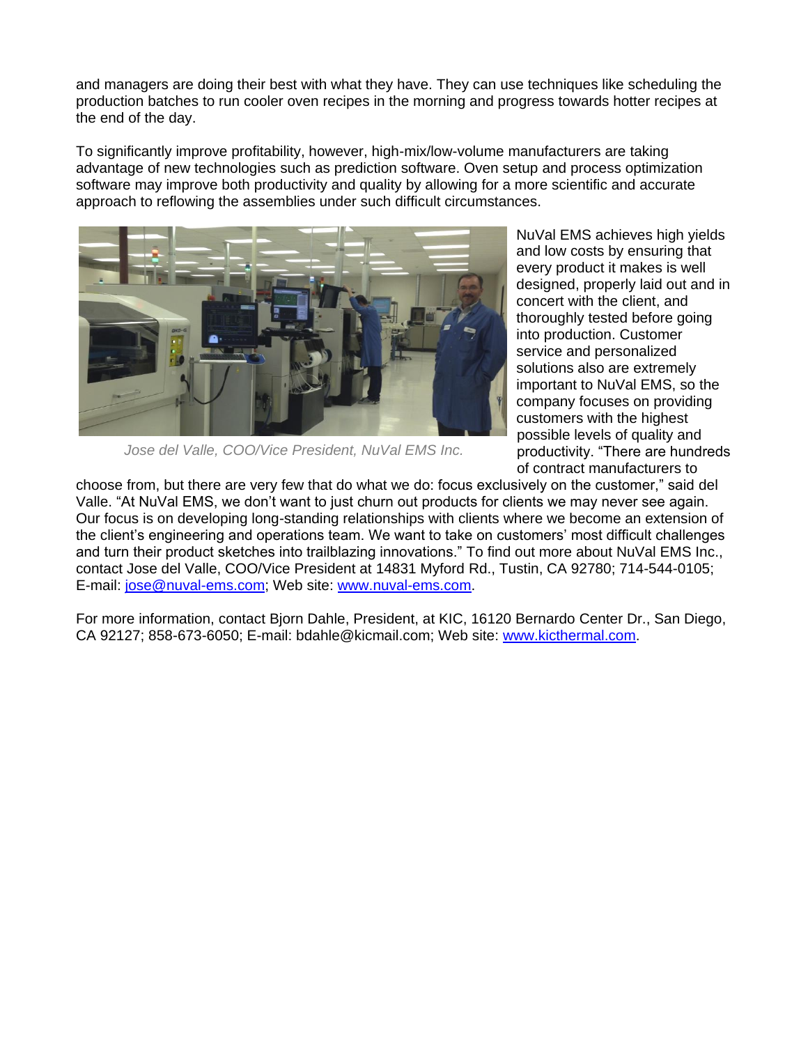and managers are doing their best with what they have. They can use techniques like scheduling the production batches to run cooler oven recipes in the morning and progress towards hotter recipes at the end of the day.

To significantly improve profitability, however, high-mix/low-volume manufacturers are taking advantage of new technologies such as prediction software. Oven setup and process optimization software may improve both productivity and quality by allowing for a more scientific and accurate approach to reflowing the assemblies under such difficult circumstances.

*Jose del Valle, COO/Vice President, NuVal EMS Inc.*

NuVal EMS achieves high yields and low costs by ensuring that every product it makes is well designed, properly laid out and in concert with the client, and thoroughly tested before going into production. Customer service and personalized solutions also are extremely important to NuVal EMS, so the company focuses on providing customers with the highest possible levels of quality and productivity. "There are hundreds of contract manufacturers to choose from, but there are very few that do what we do: focus exclusively on the customer," said del Valle. "At NuVal EMS, we don't want to just churn out products for clients we may never see again. Our focus is on developing long-standing relationships with clients where we become an extension of the client's engineering and operations team. We want to take on customers' most difficult challenges and turn their product sketches into trailblazing innovations." To find out more about NuVal EMS Inc., contact Jose del Valle, COO/Vice President at 14831 Myford Rd., Tustin, CA 92780; 714-544-0105; E-mail: jose@nuval-ems.com; Web site: www.nuval-ems.com.

For more information, contact Bjorn Dahle, President, at KIC, 16120 Bernardo Center Dr., San Diego, CA 92127; 858-673-6050; E-mail: bdahle@kicmail.com; Web site: www.kicthermal.com.